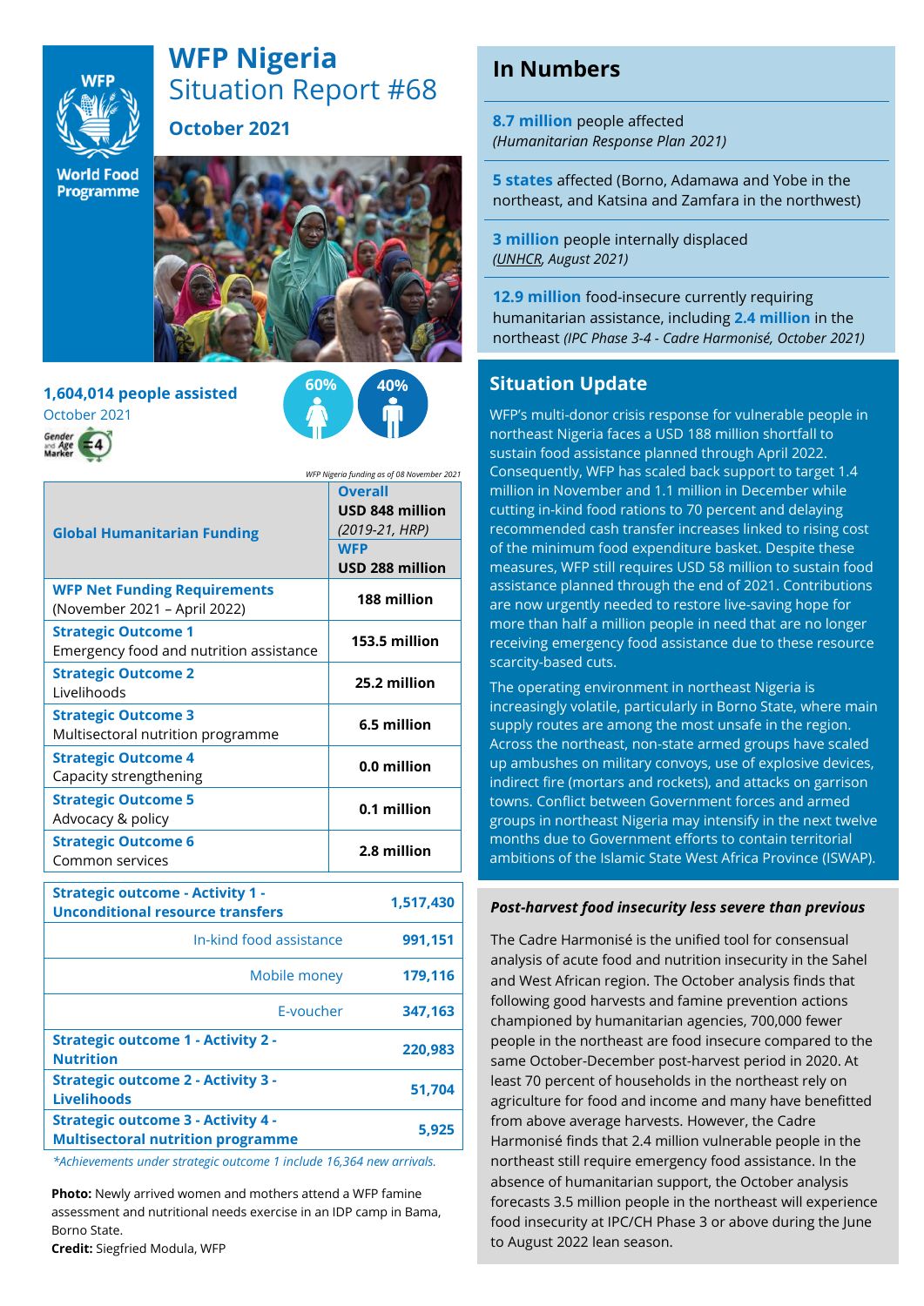# WFP Nigeria

## Situation Report #68

### October 2021

**1,604,014 people assisted**
October 2021

60% 40%

*WFP Nigeria funding as of 08 November 2021*

| Global Humanitarian Funding | **Overall** USD 848 million *(2019-21, HRP)* **WFP** USD 288 million |
|---|---|
| **WFP Net Funding Requirements** (November 2021 – April 2022) | **188 million** |
| **Strategic Outcome 1** Emergency food and nutrition assistance | **153.5 million** |
| **Strategic Outcome 2** Livelihoods | **25.2 million** |
| **Strategic Outcome 3** Multisectoral nutrition programme | **6.5 million** |
| **Strategic Outcome 4** Capacity strengthening | **0.0 million** |
| **Strategic Outcome 5** Advocacy & policy | **0.1 million** |
| **Strategic Outcome 6** Common services | **2.8 million** |

| Activity | People |
|---|---|
| **Strategic outcome - Activity 1 - Unconditional resource transfers** | **1,517,430** |
| In-kind food assistance | **991,151** |
| Mobile money | **179,116** |
| E-voucher | **347,163** |
| **Strategic outcome 1 - Activity 2 - Nutrition** | **220,983** |
| **Strategic outcome 2 - Activity 3 - Livelihoods** | **51,704** |
| **Strategic outcome 3 - Activity 4 - Multisectoral nutrition programme** | **5,925** |

*\*Achievements under strategic outcome 1 include 16,364 new arrivals.*

**Photo:** Newly arrived women and mothers attend a WFP famine assessment and nutritional needs exercise in an IDP camp in Bama, Borno State.
**Credit:** Siegfried Modula, WFP

## In Numbers

**8.7 million** people affected
*(Humanitarian Response Plan 2021)*

**5 states** affected (Borno, Adamawa and Yobe in the northeast, and Katsina and Zamfara in the northwest)

**3 million** people internally displaced
*(UNHCR, August 2021)*

**12.9 million** food-insecure currently requiring humanitarian assistance, including **2.4 million** in the northeast *(IPC Phase 3-4 - Cadre Harmonisé, October 2021)*

## Situation Update

WFP's multi-donor crisis response for vulnerable people in northeast Nigeria faces a USD 188 million shortfall to sustain food assistance planned through April 2022. Consequently, WFP has scaled back support to target 1.4 million in November and 1.1 million in December while cutting in-kind food rations to 70 percent and delaying recommended cash transfer increases linked to rising cost of the minimum food expenditure basket. Despite these measures, WFP still requires USD 58 million to sustain food assistance planned through the end of 2021. Contributions are now urgently needed to restore live-saving hope for more than half a million people in need that are no longer receiving emergency food assistance due to these resource scarcity-based cuts.

The operating environment in northeast Nigeria is increasingly volatile, particularly in Borno State, where main supply routes are among the most unsafe in the region. Across the northeast, non-state armed groups have scaled up ambushes on military convoys, use of explosive devices, indirect fire (mortars and rockets), and attacks on garrison towns. Conflict between Government forces and armed groups in northeast Nigeria may intensify in the next twelve months due to Government efforts to contain territorial ambitions of the Islamic State West Africa Province (ISWAP).

### *Post-harvest food insecurity less severe than previous*

The Cadre Harmonisé is the unified tool for consensual analysis of acute food and nutrition insecurity in the Sahel and West African region. The October analysis finds that following good harvests and famine prevention actions championed by humanitarian agencies, 700,000 fewer people in the northeast are food insecure compared to the same October-December post-harvest period in 2020. At least 70 percent of households in the northeast rely on agriculture for food and income and many have benefitted from above average harvests. However, the Cadre Harmonisé finds that 2.4 million vulnerable people in the northeast still require emergency food assistance. In the absence of humanitarian support, the October analysis forecasts 3.5 million people in the northeast will experience food insecurity at IPC/CH Phase 3 or above during the June to August 2022 lean season.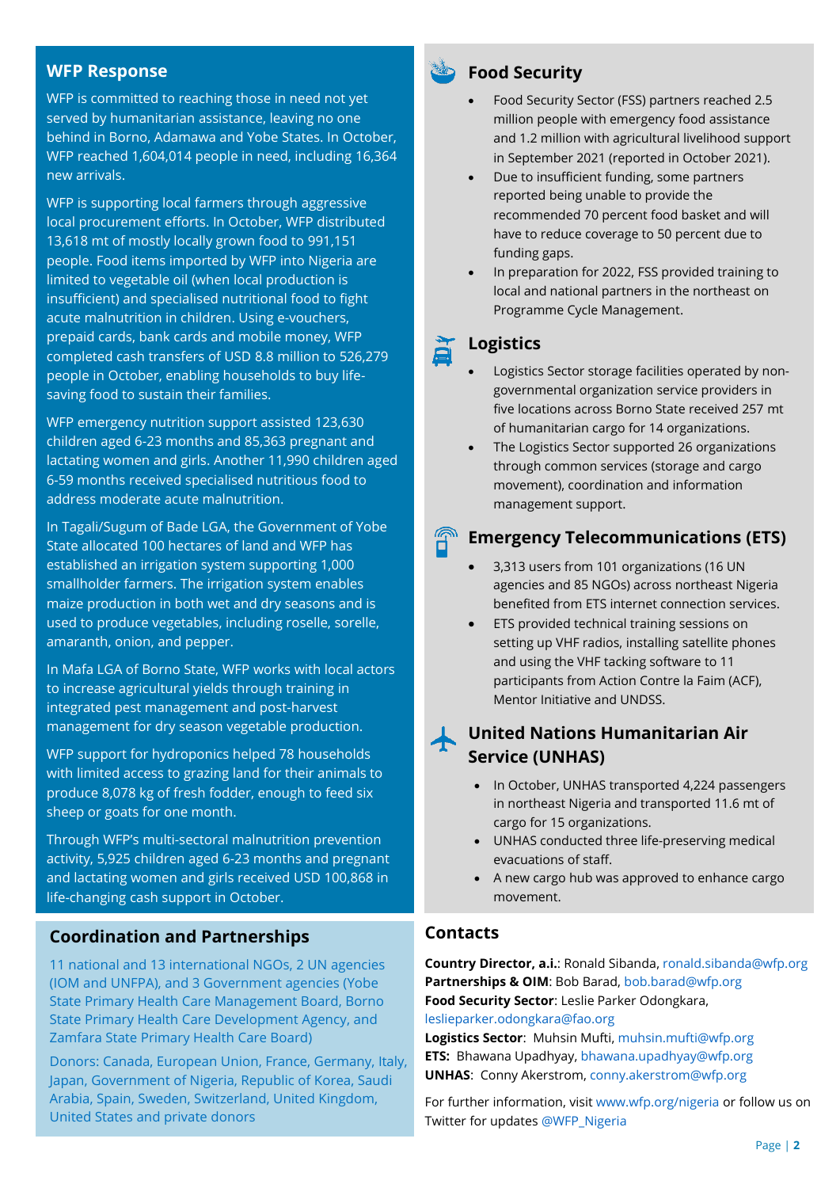## WFP Response

WFP is committed to reaching those in need not yet served by humanitarian assistance, leaving no one behind in Borno, Adamawa and Yobe States. In October, WFP reached 1,604,014 people in need, including 16,364 new arrivals.

WFP is supporting local farmers through aggressive local procurement efforts. In October, WFP distributed 13,618 mt of mostly locally grown food to 991,151 people. Food items imported by WFP into Nigeria are limited to vegetable oil (when local production is insufficient) and specialised nutritional food to fight acute malnutrition in children. Using e-vouchers, prepaid cards, bank cards and mobile money, WFP completed cash transfers of USD 8.8 million to 526,279 people in October, enabling households to buy life-saving food to sustain their families.

WFP emergency nutrition support assisted 123,630 children aged 6-23 months and 85,363 pregnant and lactating women and girls. Another 11,990 children aged 6-59 months received specialised nutritious food to address moderate acute malnutrition.

In Tagali/Sugum of Bade LGA, the Government of Yobe State allocated 100 hectares of land and WFP has established an irrigation system supporting 1,000 smallholder farmers. The irrigation system enables maize production in both wet and dry seasons and is used to produce vegetables, including roselle, sorelle, amaranth, onion, and pepper.

In Mafa LGA of Borno State, WFP works with local actors to increase agricultural yields through training in integrated pest management and post-harvest management for dry season vegetable production.

WFP support for hydroponics helped 78 households with limited access to grazing land for their animals to produce 8,078 kg of fresh fodder, enough to feed six sheep or goats for one month.

Through WFP's multi-sectoral malnutrition prevention activity, 5,925 children aged 6-23 months and pregnant and lactating women and girls received USD 100,868 in life-changing cash support in October.

## Coordination and Partnerships

11 national and 13 international NGOs, 2 UN agencies (IOM and UNFPA), and 3 Government agencies (Yobe State Primary Health Care Management Board, Borno State Primary Health Care Development Agency, and Zamfara State Primary Health Care Board)

Donors: Canada, European Union, France, Germany, Italy, Japan, Government of Nigeria, Republic of Korea, Saudi Arabia, Spain, Sweden, Switzerland, United Kingdom, United States and private donors

## Food Security

- Food Security Sector (FSS) partners reached 2.5 million people with emergency food assistance and 1.2 million with agricultural livelihood support in September 2021 (reported in October 2021).
- Due to insufficient funding, some partners reported being unable to provide the recommended 70 percent food basket and will have to reduce coverage to 50 percent due to funding gaps.
- In preparation for 2022, FSS provided training to local and national partners in the northeast on Programme Cycle Management.

## Logistics

- Logistics Sector storage facilities operated by non-governmental organization service providers in five locations across Borno State received 257 mt of humanitarian cargo for 14 organizations.
- The Logistics Sector supported 26 organizations through common services (storage and cargo movement), coordination and information management support.

## Emergency Telecommunications (ETS)

- 3,313 users from 101 organizations (16 UN agencies and 85 NGOs) across northeast Nigeria benefitted from ETS internet connection services.
- ETS provided technical training sessions on setting up VHF radios, installing satellite phones and using the VHF tacking software to 11 participants from Action Contre la Faim (ACF), Mentor Initiative and UNDSS.

## United Nations Humanitarian Air Service (UNHAS)

- In October, UNHAS transported 4,224 passengers in northeast Nigeria and transported 11.6 mt of cargo for 15 organizations.
- UNHAS conducted three life-preserving medical evacuations of staff.
- A new cargo hub was approved to enhance cargo movement.

## Contacts

**Country Director, a.i.**: Ronald Sibanda, ronald.sibanda@wfp.org
**Partnerships & OIM**: Bob Barad, bob.barad@wfp.org
**Food Security Sector**: Leslie Parker Odongkara, leslieparker.odongkara@fao.org
**Logistics Sector**: Muhsin Mufti, muhsin.mufti@wfp.org
**ETS:** Bhawana Upadhyay, bhawana.upadhyay@wfp.org
**UNHAS**: Conny Akerstrom, conny.akerstrom@wfp.org

For further information, visit www.wfp.org/nigeria or follow us on Twitter for updates @WFP_Nigeria